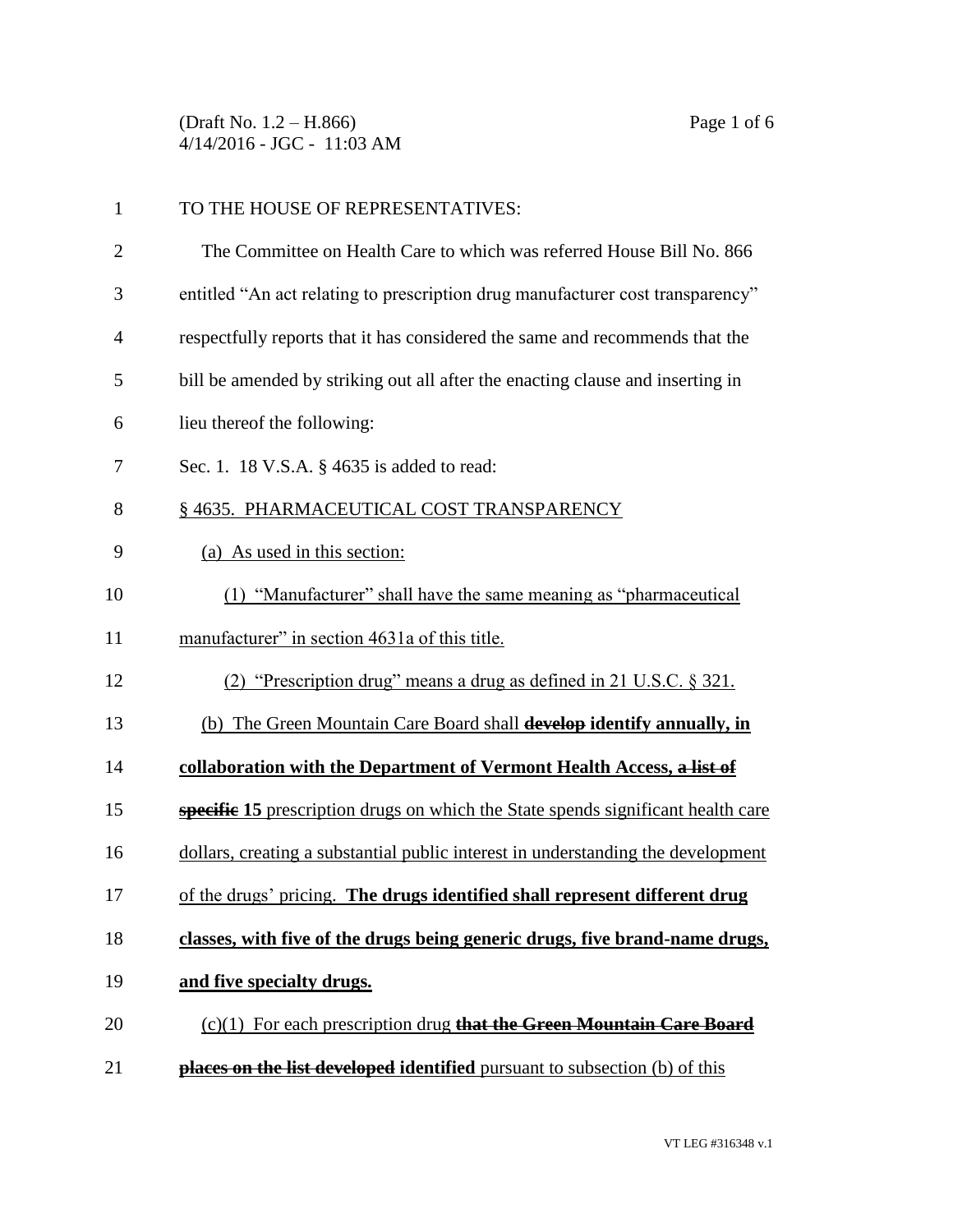TO THE HOUSE OF REPRESENTATIVES:

The Committee on Health Care to which was referred House Bill No. 866 entitled "An act relating to prescription drug manufacturer cost transparency" respectfully reports that it has considered the same and recommends that the bill be amended by striking out all after the enacting clause and inserting in lieu thereof the following:

Sec. 1. 18 V.S.A. § 4635 is added to read:

§ 4635. PHARMACEUTICAL COST TRANSPARENCY

(a) As used in this section:

(1) "Manufacturer" shall have the same meaning as "pharmaceutical manufacturer" in section 4631a of this title.

(2) "Prescription drug" means a drug as defined in 21 U.S.C. § 321.

(b) The Green Mountain Care Board shall ~~**develop**~~ **identify annually, in collaboration with the Department of Vermont Health Access, ~~a list of~~ ~~specific~~ 15** prescription drugs on which the State spends significant health care dollars, creating a substantial public interest in understanding the development of the drugs' pricing. **The drugs identified shall represent different drug classes, with five of the drugs being generic drugs, five brand-name drugs, and five specialty drugs.**

(c)(1) For each prescription drug ~~**that the Green Mountain Care Board places on the list developed**~~ **identified** pursuant to subsection (b) of this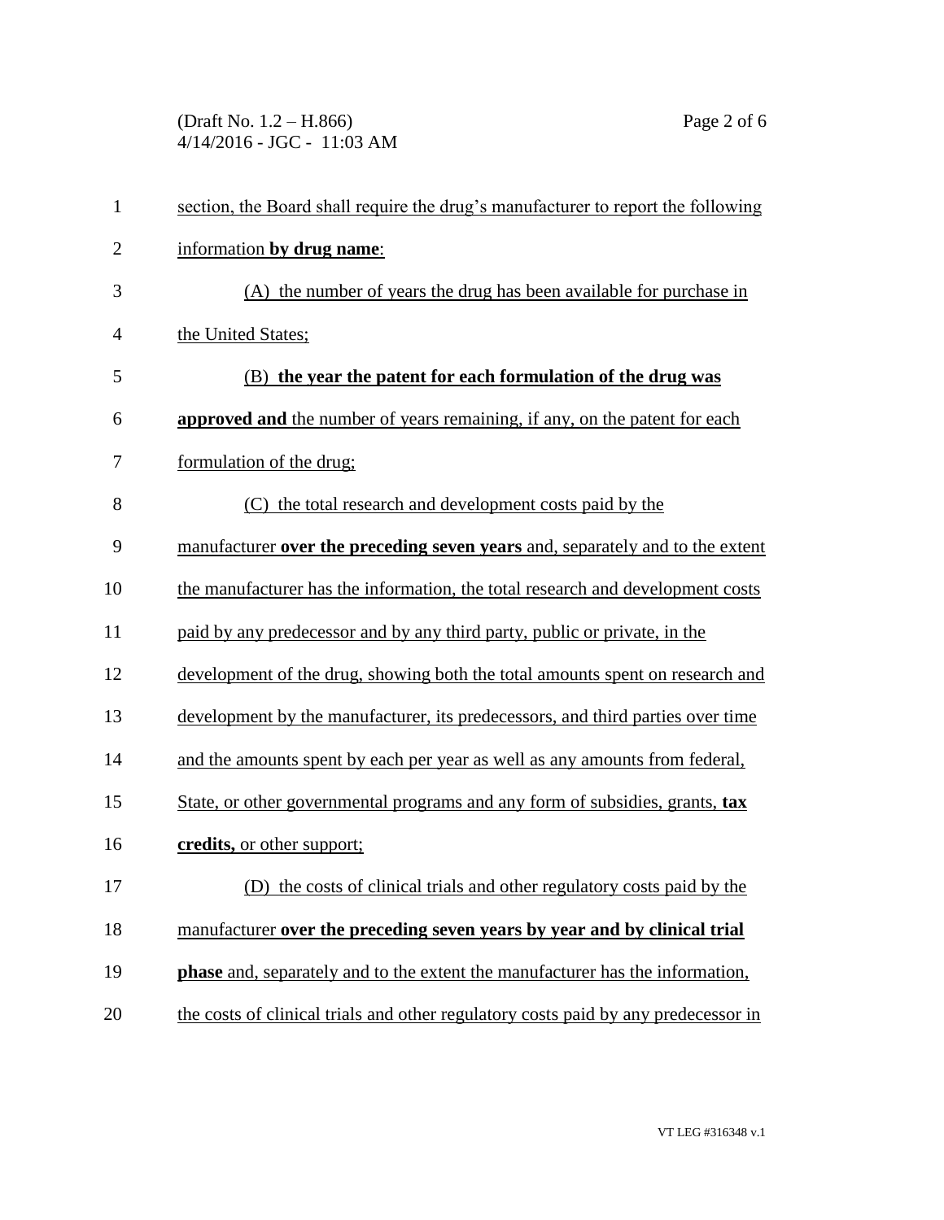section, the Board shall require the drug's manufacturer to report the following information **by drug name**:

(A) the number of years the drug has been available for purchase in the United States;

(B) **the year the patent for each formulation of the drug was approved and** the number of years remaining, if any, on the patent for each formulation of the drug;

(C) the total research and development costs paid by the manufacturer **over the preceding seven years** and, separately and to the extent the manufacturer has the information, the total research and development costs paid by any predecessor and by any third party, public or private, in the development of the drug, showing both the total amounts spent on research and development by the manufacturer, its predecessors, and third parties over time and the amounts spent by each per year as well as any amounts from federal, State, or other governmental programs and any form of subsidies, grants, **tax credits,** or other support;

(D) the costs of clinical trials and other regulatory costs paid by the manufacturer **over the preceding seven years by year and by clinical trial phase** and, separately and to the extent the manufacturer has the information, the costs of clinical trials and other regulatory costs paid by any predecessor in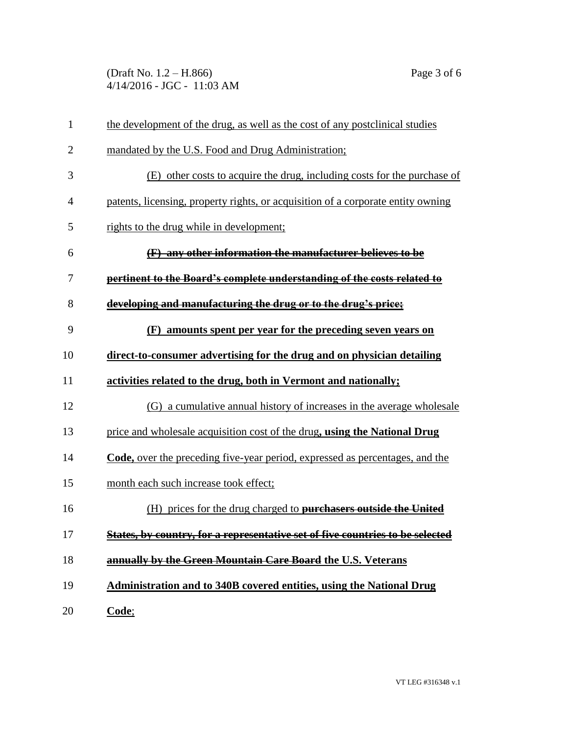the development of the drug, as well as the cost of any postclinical studies mandated by the U.S. Food and Drug Administration;

(E) other costs to acquire the drug, including costs for the purchase of patents, licensing, property rights, or acquisition of a corporate entity owning rights to the drug while in development;

~~**(F) any other information the manufacturer believes to be pertinent to the Board's complete understanding of the costs related to developing and manufacturing the drug or to the drug's price;**~~

**(F) amounts spent per year for the preceding seven years on direct-to-consumer advertising for the drug and on physician detailing activities related to the drug, both in Vermont and nationally;**

(G) a cumulative annual history of increases in the average wholesale price and wholesale acquisition cost of the drug**, using the National Drug Code,** over the preceding five-year period, expressed as percentages, and the month each such increase took effect;

(H) prices for the drug charged to ~~**purchasers outside the United States, by country, for a representative set of five countries to be selected annually by the Green Mountain Care Board**~~ **the U.S. Veterans Administration and to 340B covered entities, using the National Drug Code**;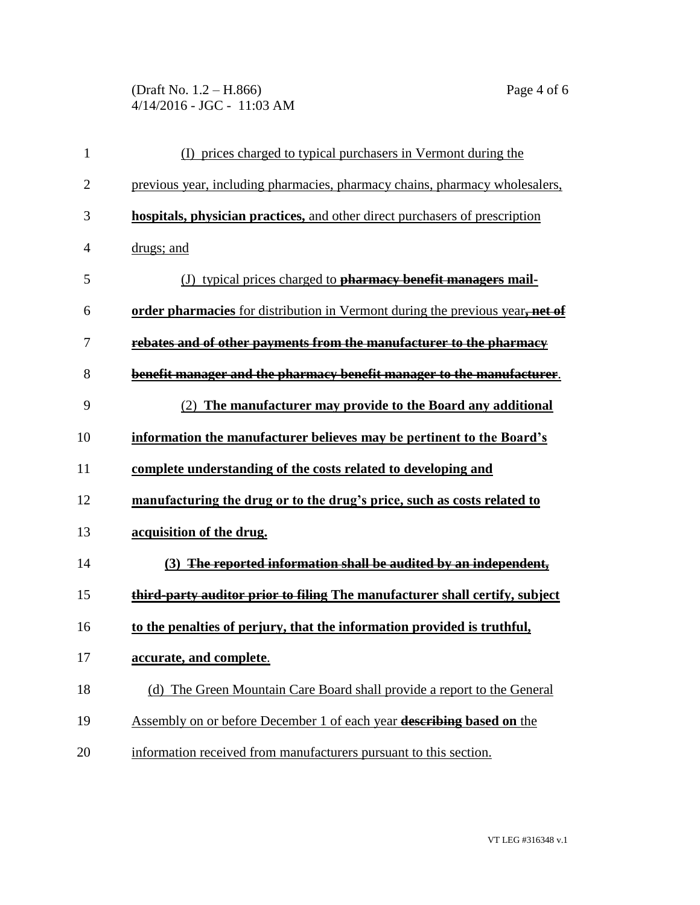(I) prices charged to typical purchasers in Vermont during the previous year, including pharmacies, pharmacy chains, pharmacy wholesalers, **hospitals, physician practices,** and other direct purchasers of prescription drugs; and

(J) typical prices charged to ~~**pharmacy benefit managers**~~ **mail-order pharmacies** for distribution in Vermont during the previous year~~**, net of rebates and of other payments from the manufacturer to the pharmacy benefit manager and the pharmacy benefit manager to the manufacturer**~~.

(2) **The manufacturer may provide to the Board any additional information the manufacturer believes may be pertinent to the Board's complete understanding of the costs related to developing and manufacturing the drug or to the drug's price, such as costs related to acquisition of the drug.**

**(3)** ~~**The reported information shall be audited by an independent, third-party auditor prior to filing**~~ **The manufacturer shall certify, subject to the penalties of perjury, that the information provided is truthful, accurate, and complete**.

(d) The Green Mountain Care Board shall provide a report to the General Assembly on or before December 1 of each year ~~**describing**~~ **based on** the information received from manufacturers pursuant to this section.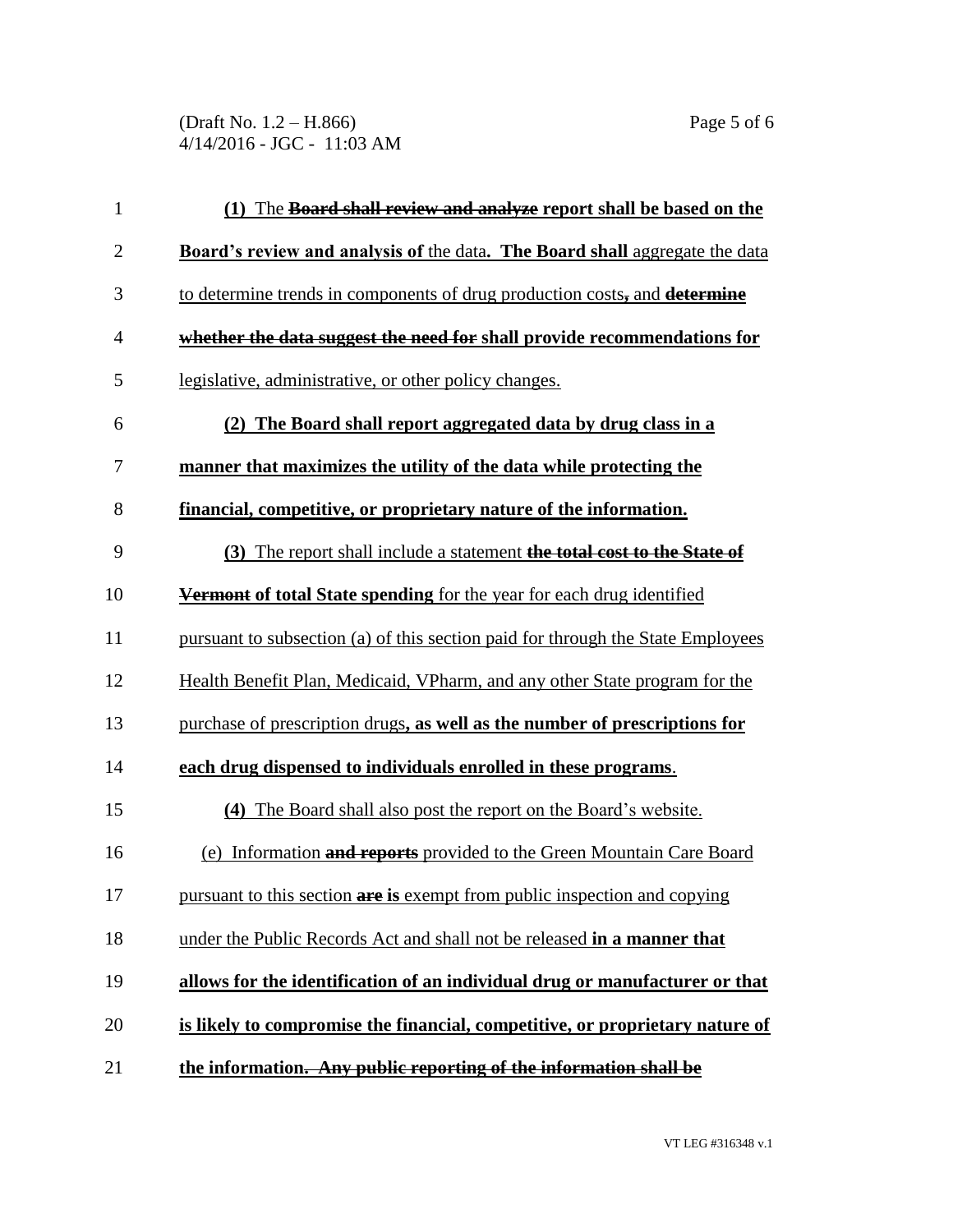(1) The ~~**Board shall review and analyze**~~ **report shall be based on the Board's review and analysis of** the data**. The Board shall** aggregate the data to determine trends in components of drug production costs~~**,**~~ and ~~**determine whether the data suggest the need for**~~ **shall provide recommendations for** legislative, administrative, or other policy changes.

**(2) The Board shall report aggregated data by drug class in a manner that maximizes the utility of the data while protecting the financial, competitive, or proprietary nature of the information.**

**(3)** The report shall include a statement ~~**the total cost to the State of Vermont**~~ **of total State spending** for the year for each drug identified pursuant to subsection (a) of this section paid for through the State Employees Health Benefit Plan, Medicaid, VPharm, and any other State program for the purchase of prescription drugs**, as well as the number of prescriptions for each drug dispensed to individuals enrolled in these programs**.

**(4)** The Board shall also post the report on the Board's website.

(e) Information ~~**and reports**~~ provided to the Green Mountain Care Board pursuant to this section ~~**are**~~ **is** exempt from public inspection and copying under the Public Records Act and shall not be released **in a manner that allows for the identification of an individual drug or manufacturer or that is likely to compromise the financial, competitive, or proprietary nature of the information.** ~~**Any public reporting of the information shall be**~~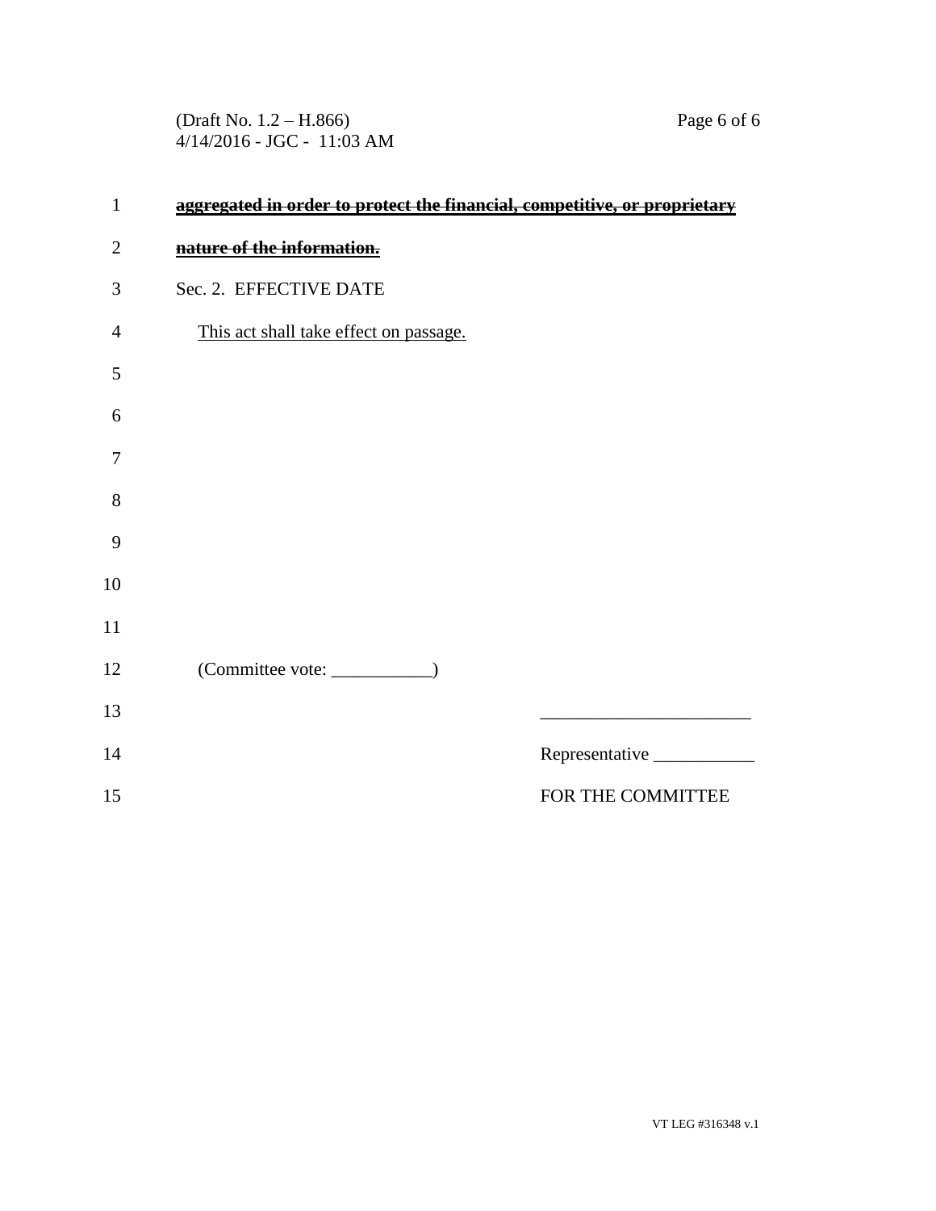~~**aggregated in order to protect the financial, competitive, or proprietary nature of the information.**~~

Sec. 2. EFFECTIVE DATE

<u>This act shall take effect on passage.</u>

(Committee vote: ___________)

_______________________

Representative ___________

FOR THE COMMITTEE

VT LEG #316348 v.1